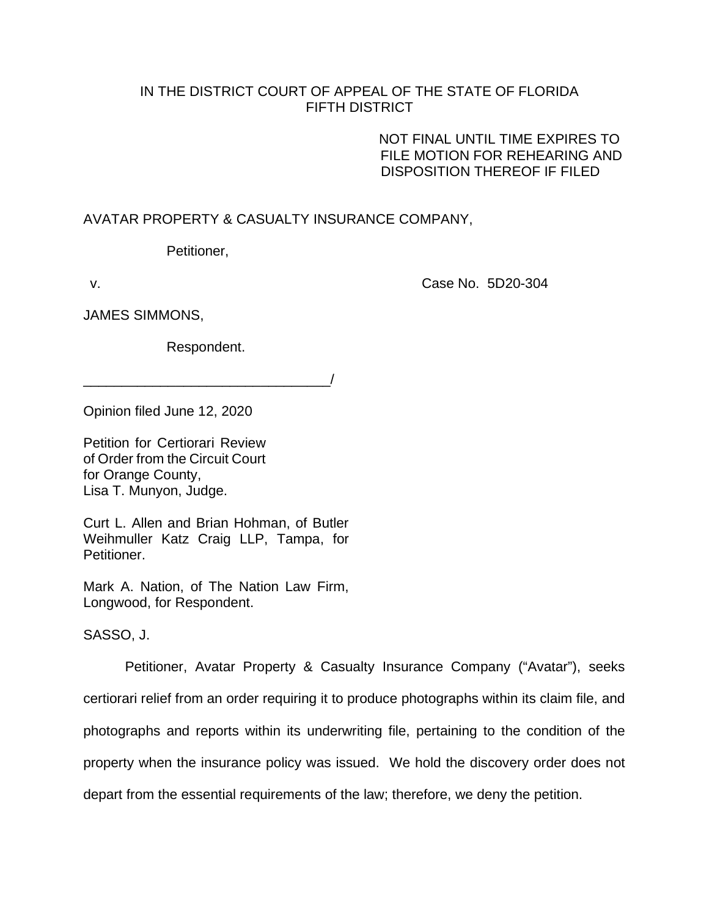IN THE DISTRICT COURT OF APPEAL OF THE STATE OF FLORIDA
FIFTH DISTRICT

NOT FINAL UNTIL TIME EXPIRES TO
FILE MOTION FOR REHEARING AND
DISPOSITION THEREOF IF FILED

AVATAR PROPERTY & CASUALTY INSURANCE COMPANY,

Petitioner,

v. Case No. 5D20-304

JAMES SIMMONS,

Respondent.

________________________________/

Opinion filed June 12, 2020

Petition for Certiorari Review
of Order from the Circuit Court
for Orange County,
Lisa T. Munyon, Judge.

Curt L. Allen and Brian Hohman, of Butler Weihmuller Katz Craig LLP, Tampa, for Petitioner.

Mark A. Nation, of The Nation Law Firm, Longwood, for Respondent.

SASSO, J.

Petitioner, Avatar Property & Casualty Insurance Company ("Avatar"), seeks certiorari relief from an order requiring it to produce photographs within its claim file, and photographs and reports within its underwriting file, pertaining to the condition of the property when the insurance policy was issued. We hold the discovery order does not depart from the essential requirements of the law; therefore, we deny the petition.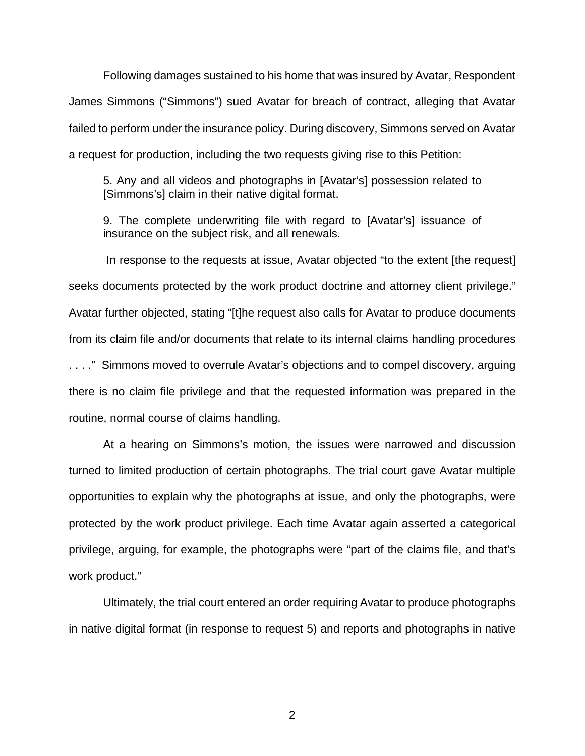Following damages sustained to his home that was insured by Avatar, Respondent James Simmons ("Simmons") sued Avatar for breach of contract, alleging that Avatar failed to perform under the insurance policy. During discovery, Simmons served on Avatar a request for production, including the two requests giving rise to this Petition:

> 5. Any and all videos and photographs in [Avatar's] possession related to [Simmons's] claim in their native digital format.
>
> 9. The complete underwriting file with regard to [Avatar's] issuance of insurance on the subject risk, and all renewals.

In response to the requests at issue, Avatar objected "to the extent [the request] seeks documents protected by the work product doctrine and attorney client privilege." Avatar further objected, stating "[t]he request also calls for Avatar to produce documents from its claim file and/or documents that relate to its internal claims handling procedures . . . ." Simmons moved to overrule Avatar's objections and to compel discovery, arguing there is no claim file privilege and that the requested information was prepared in the routine, normal course of claims handling.

At a hearing on Simmons's motion, the issues were narrowed and discussion turned to limited production of certain photographs. The trial court gave Avatar multiple opportunities to explain why the photographs at issue, and only the photographs, were protected by the work product privilege. Each time Avatar again asserted a categorical privilege, arguing, for example, the photographs were "part of the claims file, and that's work product."

Ultimately, the trial court entered an order requiring Avatar to produce photographs in native digital format (in response to request 5) and reports and photographs in native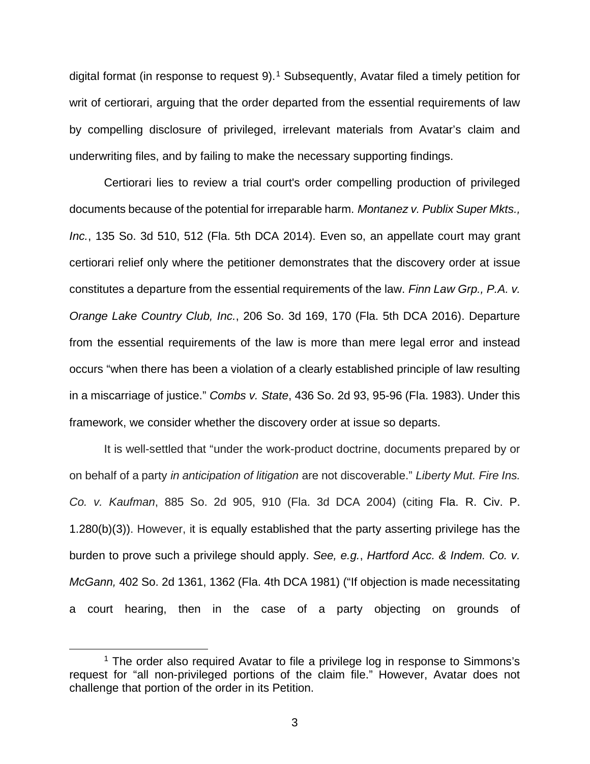digital format (in response to request 9).[1] Subsequently, Avatar filed a timely petition for writ of certiorari, arguing that the order departed from the essential requirements of law by compelling disclosure of privileged, irrelevant materials from Avatar's claim and underwriting files, and by failing to make the necessary supporting findings.

Certiorari lies to review a trial court's order compelling production of privileged documents because of the potential for irreparable harm. *Montanez v. Publix Super Mkts., Inc.*, 135 So. 3d 510, 512 (Fla. 5th DCA 2014). Even so, an appellate court may grant certiorari relief only where the petitioner demonstrates that the discovery order at issue constitutes a departure from the essential requirements of the law. *Finn Law Grp., P.A. v. Orange Lake Country Club, Inc.*, 206 So. 3d 169, 170 (Fla. 5th DCA 2016). Departure from the essential requirements of the law is more than mere legal error and instead occurs "when there has been a violation of a clearly established principle of law resulting in a miscarriage of justice." *Combs v. State*, 436 So. 2d 93, 95-96 (Fla. 1983). Under this framework, we consider whether the discovery order at issue so departs.

It is well-settled that "under the work-product doctrine, documents prepared by or on behalf of a party *in anticipation of litigation* are not discoverable." *Liberty Mut. Fire Ins. Co. v. Kaufman*, 885 So. 2d 905, 910 (Fla. 3d DCA 2004) (citing Fla. R. Civ. P. 1.280(b)(3)). However, it is equally established that the party asserting privilege has the burden to prove such a privilege should apply. *See, e.g.*, *Hartford Acc. & Indem. Co. v. McGann,* 402 So. 2d 1361, 1362 (Fla. 4th DCA 1981) ("If objection is made necessitating a court hearing, then in the case of a party objecting on grounds of

[1] The order also required Avatar to file a privilege log in response to Simmons's request for "all non-privileged portions of the claim file." However, Avatar does not challenge that portion of the order in its Petition.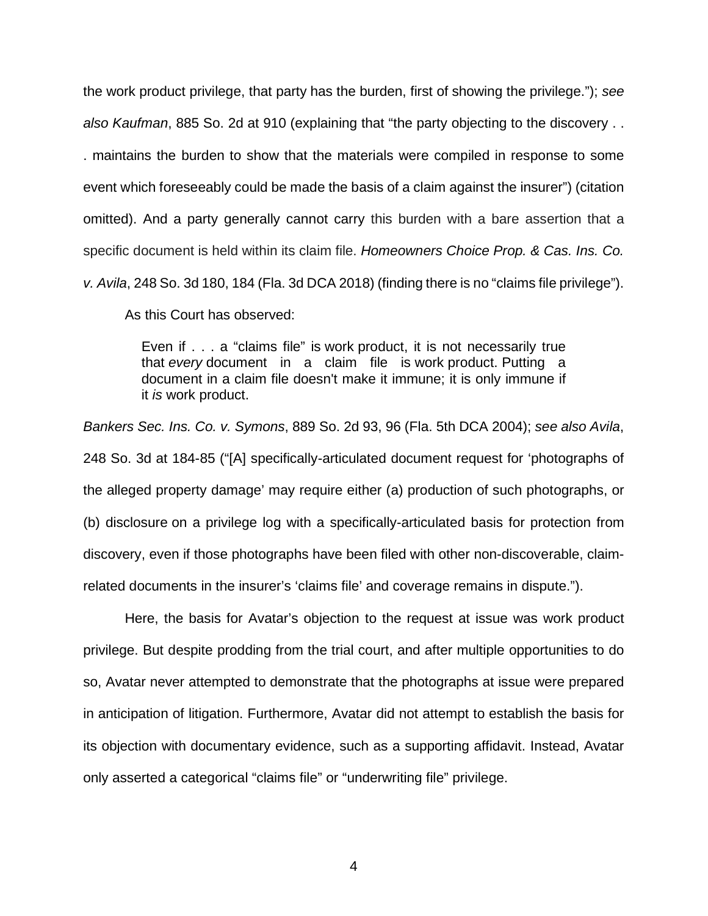the work product privilege, that party has the burden, first of showing the privilege."); *see also Kaufman*, 885 So. 2d at 910 (explaining that "the party objecting to the discovery . . . maintains the burden to show that the materials were compiled in response to some event which foreseeably could be made the basis of a claim against the insurer") (citation omitted). And a party generally cannot carry this burden with a bare assertion that a specific document is held within its claim file. *Homeowners Choice Prop. & Cas. Ins. Co. v. Avila*, 248 So. 3d 180, 184 (Fla. 3d DCA 2018) (finding there is no "claims file privilege").

As this Court has observed:

> Even if . . . a "claims file" is work product, it is not necessarily true that *every* document in a claim file is work product. Putting a document in a claim file doesn't make it immune; it is only immune if it *is* work product.

*Bankers Sec. Ins. Co. v. Symons*, 889 So. 2d 93, 96 (Fla. 5th DCA 2004); *see also Avila*, 248 So. 3d at 184-85 ("[A] specifically-articulated document request for 'photographs of the alleged property damage' may require either (a) production of such photographs, or (b) disclosure on a privilege log with a specifically-articulated basis for protection from discovery, even if those photographs have been filed with other non-discoverable, claim-related documents in the insurer's 'claims file' and coverage remains in dispute.").

Here, the basis for Avatar's objection to the request at issue was work product privilege. But despite prodding from the trial court, and after multiple opportunities to do so, Avatar never attempted to demonstrate that the photographs at issue were prepared in anticipation of litigation. Furthermore, Avatar did not attempt to establish the basis for its objection with documentary evidence, such as a supporting affidavit. Instead, Avatar only asserted a categorical "claims file" or "underwriting file" privilege.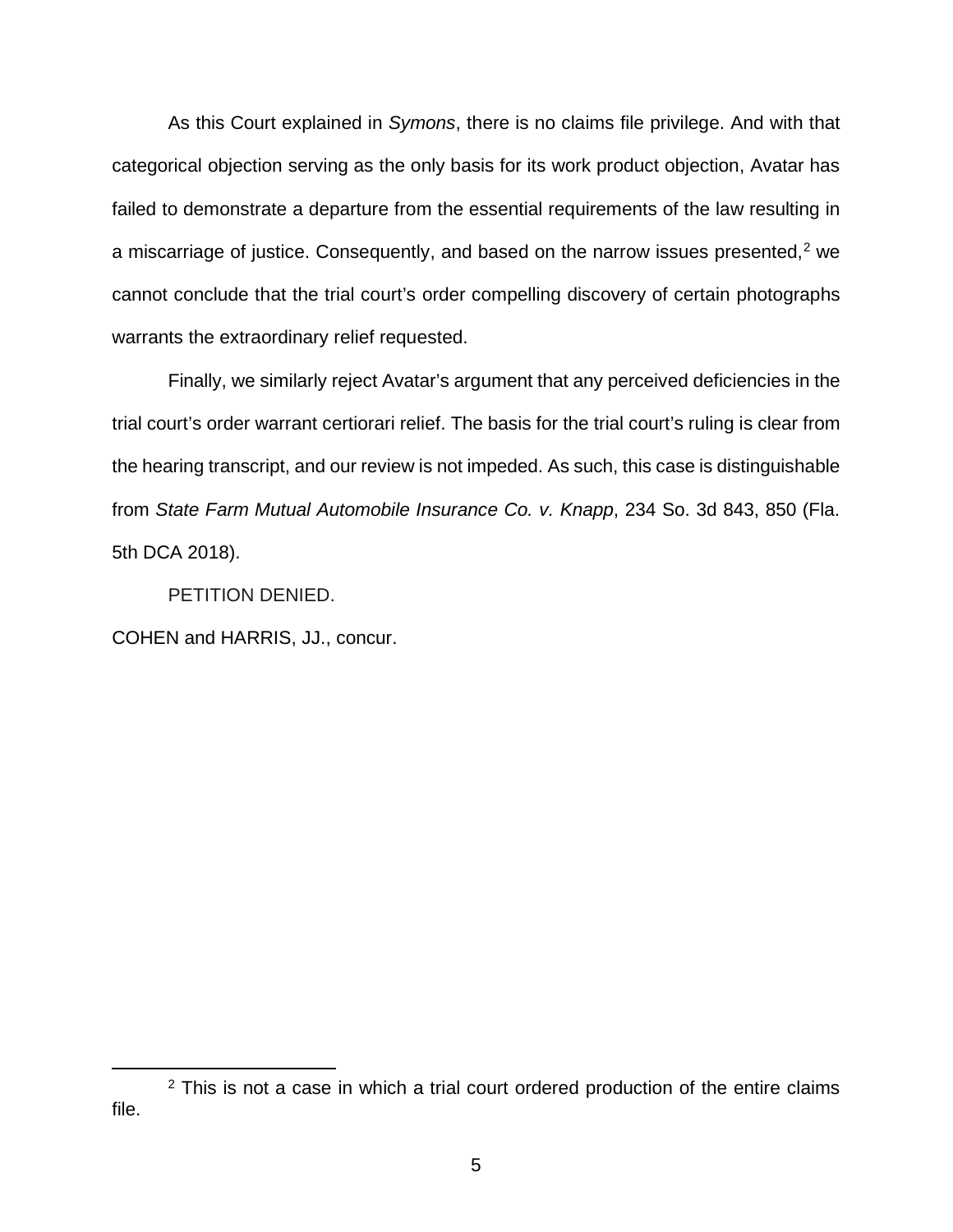As this Court explained in *Symons*, there is no claims file privilege. And with that categorical objection serving as the only basis for its work product objection, Avatar has failed to demonstrate a departure from the essential requirements of the law resulting in a miscarriage of justice. Consequently, and based on the narrow issues presented,[2] we cannot conclude that the trial court's order compelling discovery of certain photographs warrants the extraordinary relief requested.

Finally, we similarly reject Avatar's argument that any perceived deficiencies in the trial court's order warrant certiorari relief. The basis for the trial court's ruling is clear from the hearing transcript, and our review is not impeded. As such, this case is distinguishable from *State Farm Mutual Automobile Insurance Co. v. Knapp*, 234 So. 3d 843, 850 (Fla. 5th DCA 2018).

PETITION DENIED.

COHEN and HARRIS, JJ., concur.

---

[2] This is not a case in which a trial court ordered production of the entire claims file.